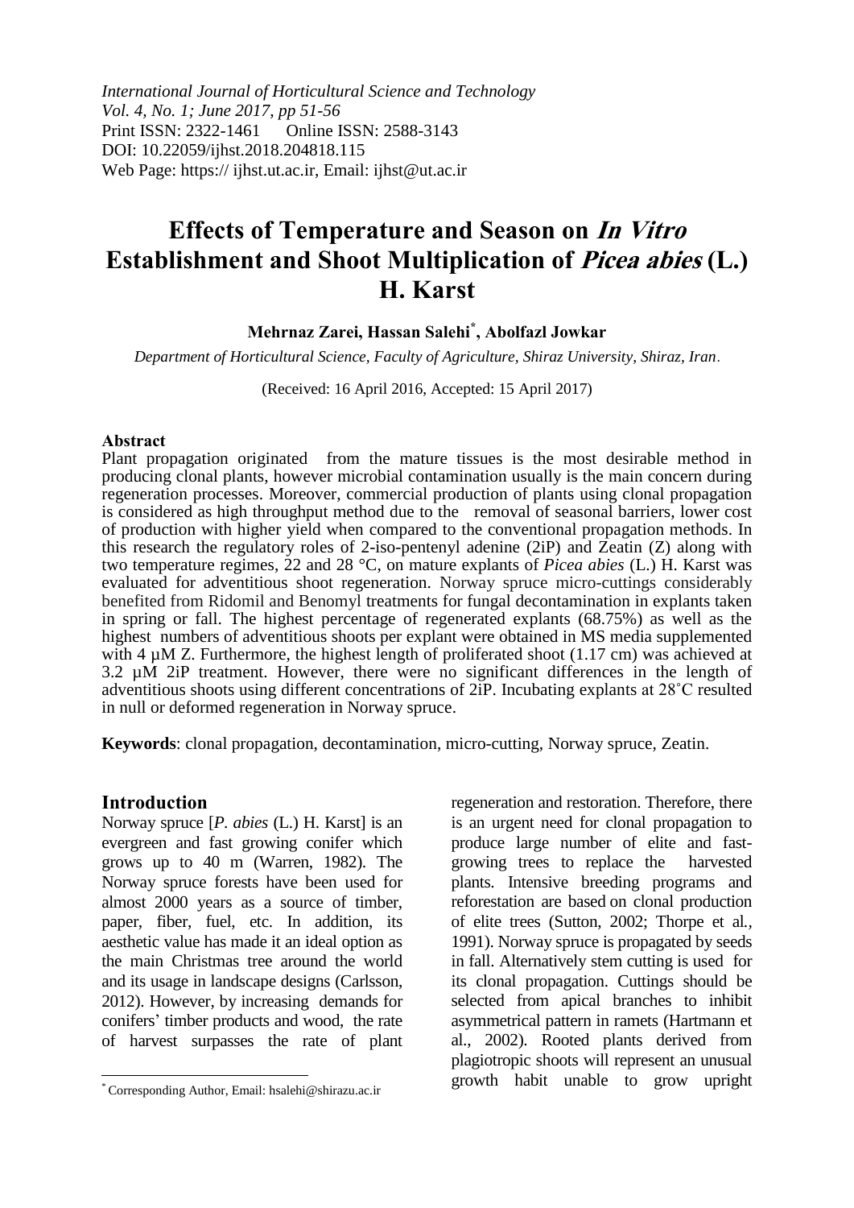*International Journal of Horticultural Science and Technology*
*Vol. 4, No. 1; June 2017, pp 51-56*
Print ISSN: 2322-1461 Online ISSN: 2588-3143
DOI: 10.22059/ijhst.2018.204818.115
Web Page: https:// ijhst.ut.ac.ir, Email: ijhst@ut.ac.ir

# Effects of Temperature and Season on *In Vitro* Establishment and Shoot Multiplication of *Picea abies* (L.) H. Karst

**Mehrnaz Zarei, Hassan Salehi*, Abolfazl Jowkar**

*Department of Horticultural Science, Faculty of Agriculture, Shiraz University, Shiraz, Iran.*

(Received: 16 April 2016, Accepted: 15 April 2017)

### Abstract

Plant propagation originated from the mature tissues is the most desirable method in producing clonal plants, however microbial contamination usually is the main concern during regeneration processes. Moreover, commercial production of plants using clonal propagation is considered as high throughput method due to the removal of seasonal barriers, lower cost of production with higher yield when compared to the conventional propagation methods. In this research the regulatory roles of 2-iso-pentenyl adenine (2iP) and Zeatin (Z) along with two temperature regimes, 22 and 28 °C, on mature explants of *Picea abies* (L.) H. Karst was evaluated for adventitious shoot regeneration. Norway spruce micro-cuttings considerably benefited from Ridomil and Benomyl treatments for fungal decontamination in explants taken in spring or fall. The highest percentage of regenerated explants (68.75%) as well as the highest numbers of adventitious shoots per explant were obtained in MS media supplemented with 4 µM Z. Furthermore, the highest length of proliferated shoot (1.17 cm) was achieved at 3.2 µM 2iP treatment. However, there were no significant differences in the length of adventitious shoots using different concentrations of 2iP. Incubating explants at 28˚C resulted in null or deformed regeneration in Norway spruce.

**Keywords**: clonal propagation, decontamination, micro-cutting, Norway spruce, Zeatin.

## Introduction

Norway spruce [*P. abies* (L.) H. Karst] is an evergreen and fast growing conifer which grows up to 40 m (Warren, 1982). The Norway spruce forests have been used for almost 2000 years as a source of timber, paper, fiber, fuel, etc. In addition, its aesthetic value has made it an ideal option as the main Christmas tree around the world and its usage in landscape designs (Carlsson, 2012). However, by increasing demands for conifers' timber products and wood, the rate of harvest surpasses the rate of plant regeneration and restoration. Therefore, there is an urgent need for clonal propagation to produce large number of elite and fast-growing trees to replace the harvested plants. Intensive breeding programs and reforestation are based on clonal production of elite trees (Sutton, 2002; Thorpe et al., 1991). Norway spruce is propagated by seeds in fall. Alternatively stem cutting is used for its clonal propagation. Cuttings should be selected from apical branches to inhibit asymmetrical pattern in ramets (Hartmann et al., 2002). Rooted plants derived from plagiotropic shoots will represent an unusual growth habit unable to grow upright

* Corresponding Author, Email: hsalehi@shirazu.ac.ir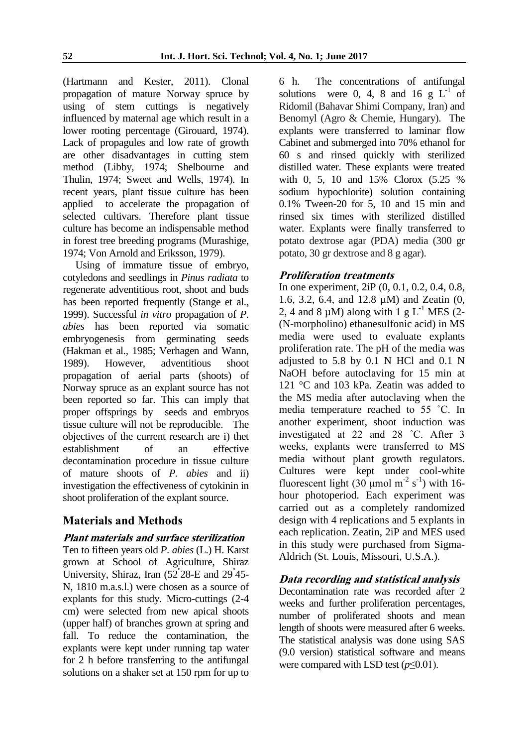(Hartmann and Kester, 2011). Clonal propagation of mature Norway spruce by using of stem cuttings is negatively influenced by maternal age which result in a lower rooting percentage (Girouard, 1974). Lack of propagules and low rate of growth are other disadvantages in cutting stem method (Libby, 1974; Shelbourne and Thulin, 1974; Sweet and Wells, 1974). In recent years, plant tissue culture has been applied to accelerate the propagation of selected cultivars. Therefore plant tissue culture has become an indispensable method in forest tree breeding programs (Murashige, 1974; Von Arnold and Eriksson, 1979).

Using of immature tissue of embryo, cotyledons and seedlings in *Pinus radiata* to regenerate adventitious root, shoot and buds has been reported frequently (Stange et al., 1999). Successful *in vitro* propagation of *P. abies* has been reported via somatic embryogenesis from germinating seeds (Hakman et al., 1985; Verhagen and Wann, 1989). However, adventitious shoot propagation of aerial parts (shoots) of Norway spruce as an explant source has not been reported so far. This can imply that proper offsprings by seeds and embryos tissue culture will not be reproducible. The objectives of the current research are i) thet establishment of an effective decontamination procedure in tissue culture of mature shoots of *P. abies* and ii) investigation the effectiveness of cytokinin in shoot proliferation of the explant source.

## Materials and Methods

### *Plant materials and surface sterilization*

Ten to fifteen years old *P. abies* (L.) H. Karst grown at School of Agriculture, Shiraz University, Shiraz, Iran (52°28-E and 29°45-N, 1810 m.a.s.l.) were chosen as a source of explants for this study. Micro-cuttings (2-4 cm) were selected from new apical shoots (upper half) of branches grown at spring and fall. To reduce the contamination, the explants were kept under running tap water for 2 h before transferring to the antifungal solutions on a shaker set at 150 rpm for up to 6 h. The concentrations of antifungal solutions were 0, 4, 8 and 16 g $L^{-1}$ of Ridomil (Bahavar Shimi Company, Iran) and Benomyl (Agro & Chemie, Hungary). The explants were transferred to laminar flow Cabinet and submerged into 70% ethanol for 60 s and rinsed quickly with sterilized distilled water. These explants were treated with 0, 5, 10 and 15% Clorox (5.25 % sodium hypochlorite) solution containing 0.1% Tween-20 for 5, 10 and 15 min and rinsed six times with sterilized distilled water. Explants were finally transferred to potato dextrose agar (PDA) media (300 gr potato, 30 gr dextrose and 8 g agar).

### *Proliferation treatments*

In one experiment, 2iP (0, 0.1, 0.2, 0.4, 0.8, 1.6, 3.2, 6.4, and 12.8 µM) and Zeatin (0, 2, 4 and 8 µM) along with 1 g $L^{-1}$ MES (2-(N-morpholino) ethanesulfonic acid) in MS media were used to evaluate explants proliferation rate. The pH of the media was adjusted to 5.8 by 0.1 N HCl and 0.1 N NaOH before autoclaving for 15 min at 121 °C and 103 kPa. Zeatin was added to the MS media after autoclaving when the media temperature reached to 55 ˚C. In another experiment, shoot induction was investigated at 22 and 28 ˚C. After 3 weeks, explants were transferred to MS media without plant growth regulators. Cultures were kept under cool-white fluorescent light (30 µmol $m^{-2}$ $s^{-1}$) with 16-hour photoperiod. Each experiment was carried out as a completely randomized design with 4 replications and 5 explants in each replication. Zeatin, 2iP and MES used in this study were purchased from Sigma-Aldrich (St. Louis, Missouri, U.S.A.).

### *Data recording and statistical analysis*

Decontamination rate was recorded after 2 weeks and further proliferation percentages, number of proliferated shoots and mean length of shoots were measured after 6 weeks. The statistical analysis was done using SAS (9.0 version) statistical software and means were compared with LSD test ($p \leq 0.01$).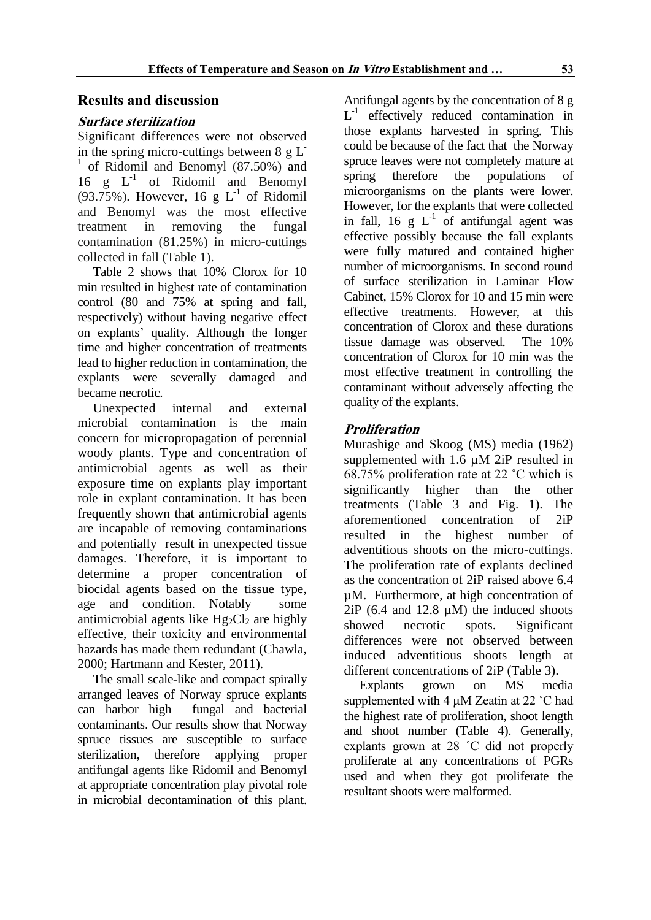## Results and discussion

### *Surface sterilization*

Significant differences were not observed in the spring micro-cuttings between 8 g $L^{-1}$ of Ridomil and Benomyl (87.50%) and 16 g $L^{-1}$ of Ridomil and Benomyl (93.75%). However, 16 g $L^{-1}$ of Ridomil and Benomyl was the most effective treatment in removing the fungal contamination (81.25%) in micro-cuttings collected in fall (Table 1).

Table 2 shows that 10% Clorox for 10 min resulted in highest rate of contamination control (80 and 75% at spring and fall, respectively) without having negative effect on explants' quality. Although the longer time and higher concentration of treatments lead to higher reduction in contamination, the explants were severally damaged and became necrotic.

Unexpected internal and external microbial contamination is the main concern for micropropagation of perennial woody plants. Type and concentration of antimicrobial agents as well as their exposure time on explants play important role in explant contamination. It has been frequently shown that antimicrobial agents are incapable of removing contaminations and potentially result in unexpected tissue damages. Therefore, it is important to determine a proper concentration of biocidal agents based on the tissue type, age and condition. Notably some antimicrobial agents like $Hg_2Cl_2$ are highly effective, their toxicity and environmental hazards has made them redundant (Chawla, 2000; Hartmann and Kester, 2011).

The small scale-like and compact spirally arranged leaves of Norway spruce explants can harbor high fungal and bacterial contaminants. Our results show that Norway spruce tissues are susceptible to surface sterilization, therefore applying proper antifungal agents like Ridomil and Benomyl at appropriate concentration play pivotal role in microbial decontamination of this plant. Antifungal agents by the concentration of 8 g $L^{-1}$ effectively reduced contamination in those explants harvested in spring. This could be because of the fact that the Norway spruce leaves were not completely mature at spring therefore the populations of microorganisms on the plants were lower. However, for the explants that were collected in fall, 16 g $L^{-1}$ of antifungal agent was effective possibly because the fall explants were fully matured and contained higher number of microorganisms. In second round of surface sterilization in Laminar Flow Cabinet, 15% Clorox for 10 and 15 min were effective treatments. However, at this concentration of Clorox and these durations tissue damage was observed. The 10% concentration of Clorox for 10 min was the most effective treatment in controlling the contaminant without adversely affecting the quality of the explants.

### *Proliferation*

Murashige and Skoog (MS) media (1962) supplemented with 1.6 µM 2iP resulted in 68.75% proliferation rate at 22 ˚C which is significantly higher than the other treatments (Table 3 and Fig. 1). The aforementioned concentration of 2iP resulted in the highest number of adventitious shoots on the micro-cuttings. The proliferation rate of explants declined as the concentration of 2iP raised above 6.4 µM. Furthermore, at high concentration of 2iP (6.4 and 12.8 µM) the induced shoots showed necrotic spots. Significant differences were not observed between induced adventitious shoots length at different concentrations of 2iP (Table 3).

Explants grown on MS media supplemented with 4 µM Zeatin at 22 ˚C had the highest rate of proliferation, shoot length and shoot number (Table 4). Generally, explants grown at 28 ˚C did not properly proliferate at any concentrations of PGRs used and when they got proliferate the resultant shoots were malformed.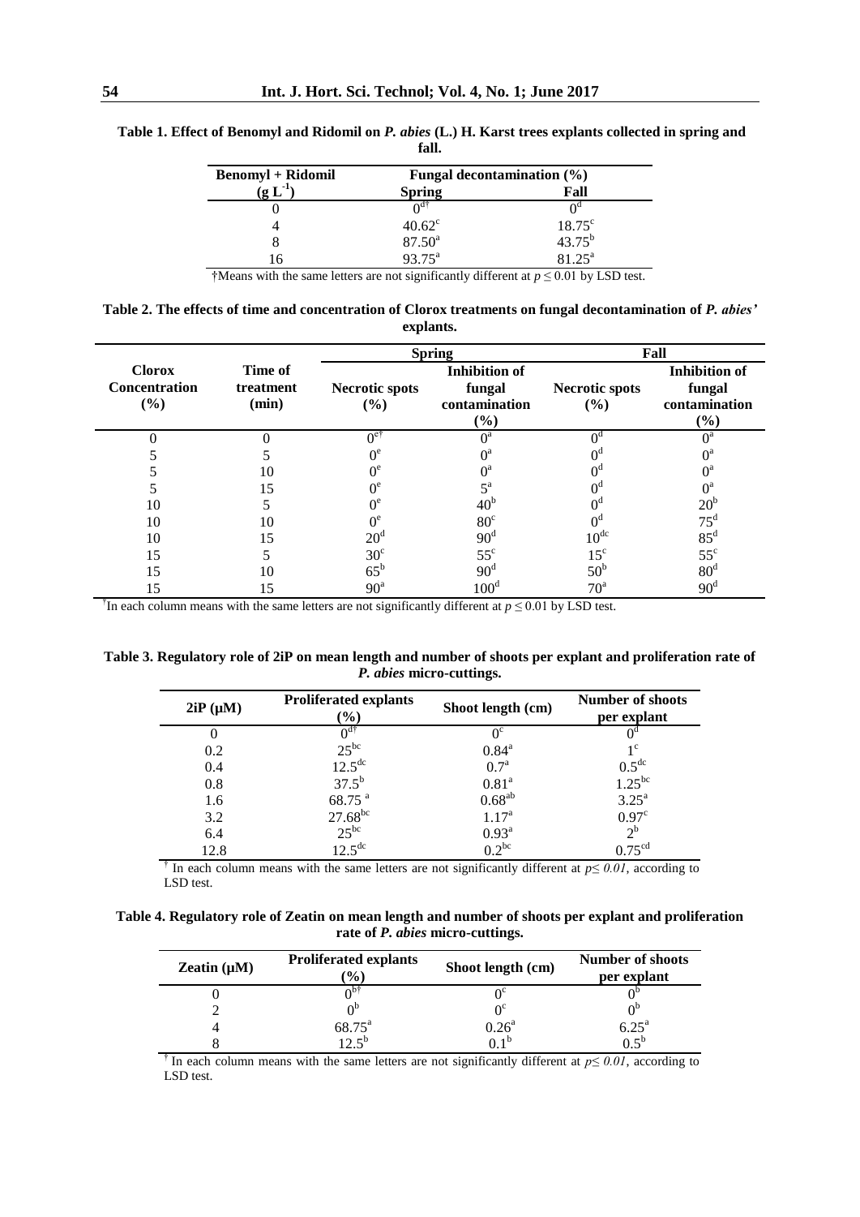**Table 1. Effect of Benomyl and Ridomil on *P. abies* (L.) H. Karst trees explants collected in spring and fall.**

| Benomyl + Ridomil ($g\ L^{-1}$) | Fungal decontamination (%) | |
|---|---|---|
| | Spring | Fall |
| 0 | $0^{d†}$ | $0^{d}$ |
| 4 | $40.62^{c}$ | $18.75^{c}$ |
| 8 | $87.50^{a}$ | $43.75^{b}$ |
| 16 | $93.75^{a}$ | $81.25^{a}$ |

†Means with the same letters are not significantly different at $p \leq 0.01$ by LSD test.

**Table 2. The effects of time and concentration of Clorox treatments on fungal decontamination of *P. abies'* explants.**

| | | Spring | | Fall | |
|---|---|---|---|---|---|
| Clorox Concentration (%) | Time of treatment (min) | Necrotic spots (%) | Inhibition of fungal contamination (%) | Necrotic spots (%) | Inhibition of fungal contamination (%) |
| 0 | 0 | $0^{e†}$ | $0^{a}$ | $0^{d}$ | $0^{a}$ |
| 5 | 5 | $0^{e}$ | $0^{a}$ | $0^{d}$ | $0^{a}$ |
| 5 | 10 | $0^{e}$ | $0^{a}$ | $0^{d}$ | $0^{a}$ |
| 5 | 15 | $0^{e}$ | $5^{a}$ | $0^{d}$ | $0^{a}$ |
| 10 | 5 | $0^{e}$ | $40^{b}$ | $0^{d}$ | $20^{b}$ |
| 10 | 10 | $0^{e}$ | $80^{c}$ | $0^{d}$ | $75^{d}$ |
| 10 | 15 | $20^{d}$ | $90^{d}$ | $10^{dc}$ | $85^{d}$ |
| 15 | 5 | $30^{c}$ | $55^{c}$ | $15^{c}$ | $55^{c}$ |
| 15 | 10 | $65^{b}$ | $90^{d}$ | $50^{b}$ | $80^{d}$ |
| 15 | 15 | $90^{a}$ | $100^{d}$ | $70^{a}$ | $90^{d}$ |

†In each column means with the same letters are not significantly different at $p \leq 0.01$ by LSD test.

**Table 3. Regulatory role of 2iP on mean length and number of shoots per explant and proliferation rate of *P. abies* micro-cuttings.**

| 2iP (μM) | Proliferated explants (%) | Shoot length (cm) | Number of shoots per explant |
|---|---|---|---|
| 0 | $0^{d†}$ | $0^{c}$ | $0^{d}$ |
| 0.2 | $25^{bc}$ | $0.84^{a}$ | $1^{c}$ |
| 0.4 | $12.5^{dc}$ | $0.7^{a}$ | $0.5^{dc}$ |
| 0.8 | $37.5^{b}$ | $0.81^{a}$ | $1.25^{bc}$ |
| 1.6 | $68.75^{a}$ | $0.68^{ab}$ | $3.25^{a}$ |
| 3.2 | $27.68^{bc}$ | $1.17^{a}$ | $0.97^{c}$ |
| 6.4 | $25^{bc}$ | $0.93^{a}$ | $2^{b}$ |
| 12.8 | $12.5^{dc}$ | $0.2^{bc}$ | $0.75^{cd}$ |

† In each column means with the same letters are not significantly different at $p \leq 0.01$, according to LSD test.

**Table 4. Regulatory role of Zeatin on mean length and number of shoots per explant and proliferation rate of *P. abies* micro-cuttings.**

| Zeatin (μM) | Proliferated explants (%) | Shoot length (cm) | Number of shoots per explant |
|---|---|---|---|
| 0 | $0^{b†}$ | $0^{c}$ | $0^{b}$ |
| 2 | $0^{b}$ | $0^{c}$ | $0^{b}$ |
| 4 | $68.75^{a}$ | $0.26^{a}$ | $6.25^{a}$ |
| 8 | $12.5^{b}$ | $0.1^{b}$ | $0.5^{b}$ |

† In each column means with the same letters are not significantly different at $p \leq 0.01$, according to LSD test.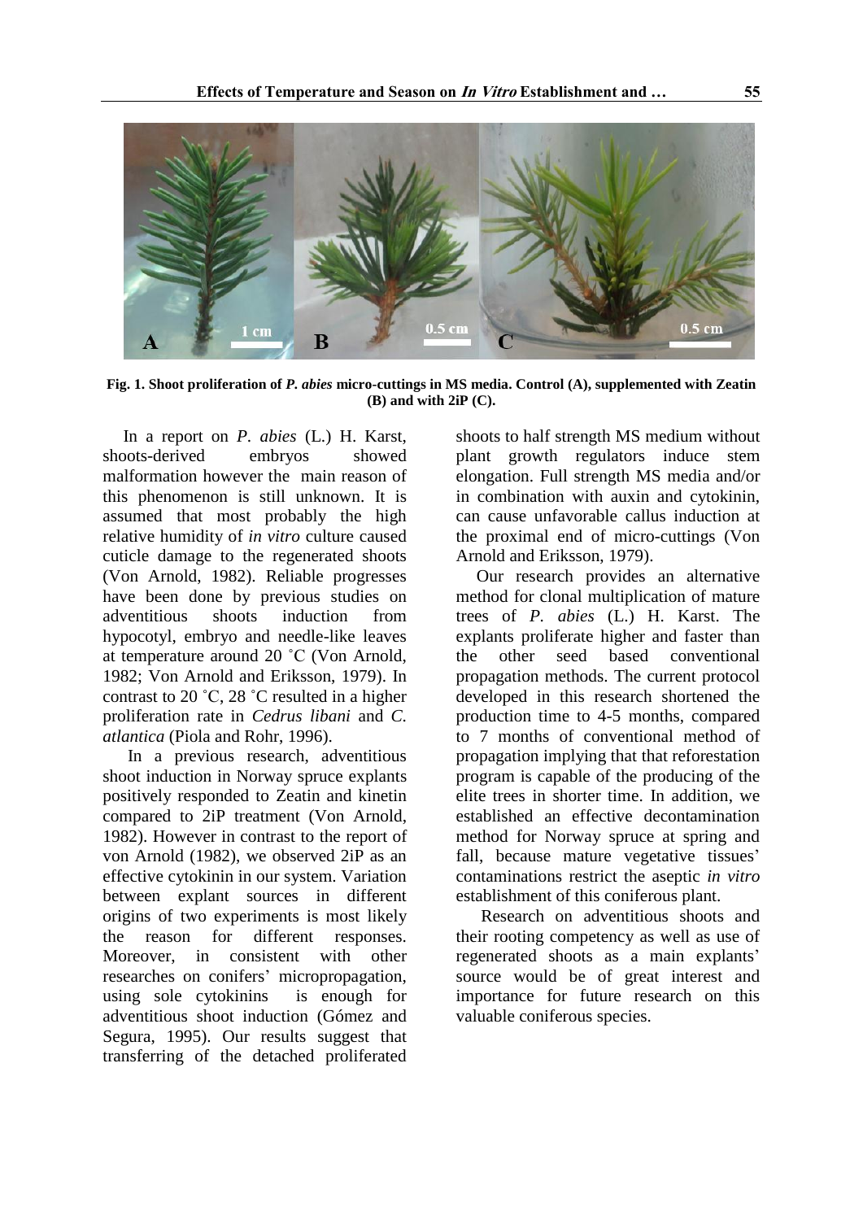**Fig. 1. Shoot proliferation of *P. abies* micro-cuttings in MS media. Control (A), supplemented with Zeatin (B) and with 2iP (C).**

In a report on *P. abies* (L.) H. Karst, shoots-derived embryos showed malformation however the main reason of this phenomenon is still unknown. It is assumed that most probably the high relative humidity of *in vitro* culture caused cuticle damage to the regenerated shoots (Von Arnold, 1982). Reliable progresses have been done by previous studies on adventitious shoots induction from hypocotyl, embryo and needle-like leaves at temperature around 20 ˚C (Von Arnold, 1982; Von Arnold and Eriksson, 1979). In contrast to 20 ˚C, 28 ˚C resulted in a higher proliferation rate in *Cedrus libani* and *C. atlantica* (Piola and Rohr, 1996).

In a previous research, adventitious shoot induction in Norway spruce explants positively responded to Zeatin and kinetin compared to 2iP treatment (Von Arnold, 1982). However in contrast to the report of von Arnold (1982), we observed 2iP as an effective cytokinin in our system. Variation between explant sources in different origins of two experiments is most likely the reason for different responses. Moreover, in consistent with other researches on conifers' micropropagation, using sole cytokinins is enough for adventitious shoot induction (Gómez and Segura, 1995). Our results suggest that transferring of the detached proliferated shoots to half strength MS medium without plant growth regulators induce stem elongation. Full strength MS media and/or in combination with auxin and cytokinin, can cause unfavorable callus induction at the proximal end of micro-cuttings (Von Arnold and Eriksson, 1979).

Our research provides an alternative method for clonal multiplication of mature trees of *P. abies* (L.) H. Karst. The explants proliferate higher and faster than the other seed based conventional propagation methods. The current protocol developed in this research shortened the production time to 4-5 months, compared to 7 months of conventional method of propagation implying that that reforestation program is capable of the producing of the elite trees in shorter time. In addition, we established an effective decontamination method for Norway spruce at spring and fall, because mature vegetative tissues' contaminations restrict the aseptic *in vitro* establishment of this coniferous plant.

Research on adventitious shoots and their rooting competency as well as use of regenerated shoots as a main explants' source would be of great interest and importance for future research on this valuable coniferous species.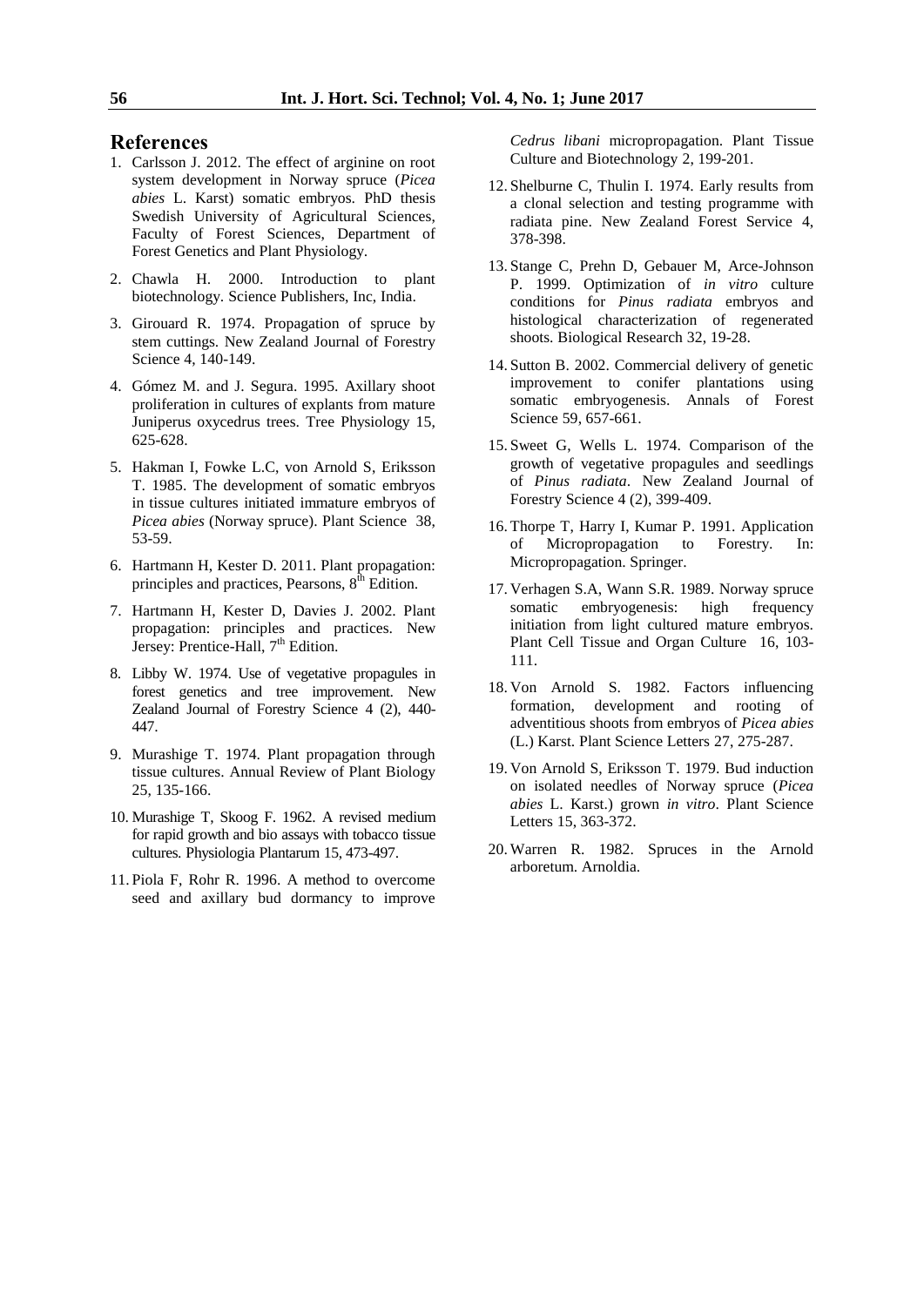## References

1. Carlsson J. 2012. The effect of arginine on root system development in Norway spruce (*Picea abies* L. Karst) somatic embryos. PhD thesis Swedish University of Agricultural Sciences, Faculty of Forest Sciences, Department of Forest Genetics and Plant Physiology.
2. Chawla H. 2000. Introduction to plant biotechnology. Science Publishers, Inc, India.
3. Girouard R. 1974. Propagation of spruce by stem cuttings. New Zealand Journal of Forestry Science 4, 140-149.
4. Gómez M. and J. Segura. 1995. Axillary shoot proliferation in cultures of explants from mature Juniperus oxycedrus trees. Tree Physiology 15, 625-628.
5. Hakman I, Fowke L.C, von Arnold S, Eriksson T. 1985. The development of somatic embryos in tissue cultures initiated immature embryos of *Picea abies* (Norway spruce). Plant Science 38, 53-59.
6. Hartmann H, Kester D. 2011. Plant propagation: principles and practices, Pearsons, 8th Edition.
7. Hartmann H, Kester D, Davies J. 2002. Plant propagation: principles and practices. New Jersey: Prentice-Hall, 7th Edition.
8. Libby W. 1974. Use of vegetative propagules in forest genetics and tree improvement. New Zealand Journal of Forestry Science 4 (2), 440-447.
9. Murashige T. 1974. Plant propagation through tissue cultures. Annual Review of Plant Biology 25, 135-166.
10. Murashige T, Skoog F. 1962. A revised medium for rapid growth and bio assays with tobacco tissue cultures. Physiologia Plantarum 15, 473-497.
11. Piola F, Rohr R. 1996. A method to overcome seed and axillary bud dormancy to improve *Cedrus libani* micropropagation. Plant Tissue Culture and Biotechnology 2, 199-201.
12. Shelburne C, Thulin I. 1974. Early results from a clonal selection and testing programme with radiata pine. New Zealand Forest Service 4, 378-398.
13. Stange C, Prehn D, Gebauer M, Arce-Johnson P. 1999. Optimization of *in vitro* culture conditions for *Pinus radiata* embryos and histological characterization of regenerated shoots. Biological Research 32, 19-28.
14. Sutton B. 2002. Commercial delivery of genetic improvement to conifer plantations using somatic embryogenesis. Annals of Forest Science 59, 657-661.
15. Sweet G, Wells L. 1974. Comparison of the growth of vegetative propagules and seedlings of *Pinus radiata*. New Zealand Journal of Forestry Science 4 (2), 399-409.
16. Thorpe T, Harry I, Kumar P. 1991. Application of Micropropagation to Forestry. In: Micropropagation. Springer.
17. Verhagen S.A, Wann S.R. 1989. Norway spruce somatic embryogenesis: high frequency initiation from light cultured mature embryos. Plant Cell Tissue and Organ Culture 16, 103-111.
18. Von Arnold S. 1982. Factors influencing formation, development and rooting of adventitious shoots from embryos of *Picea abies* (L.) Karst. Plant Science Letters 27, 275-287.
19. Von Arnold S, Eriksson T. 1979. Bud induction on isolated needles of Norway spruce (*Picea abies* L. Karst.) grown *in vitro*. Plant Science Letters 15, 363-372.
20. Warren R. 1982. Spruces in the Arnold arboretum. Arnoldia.